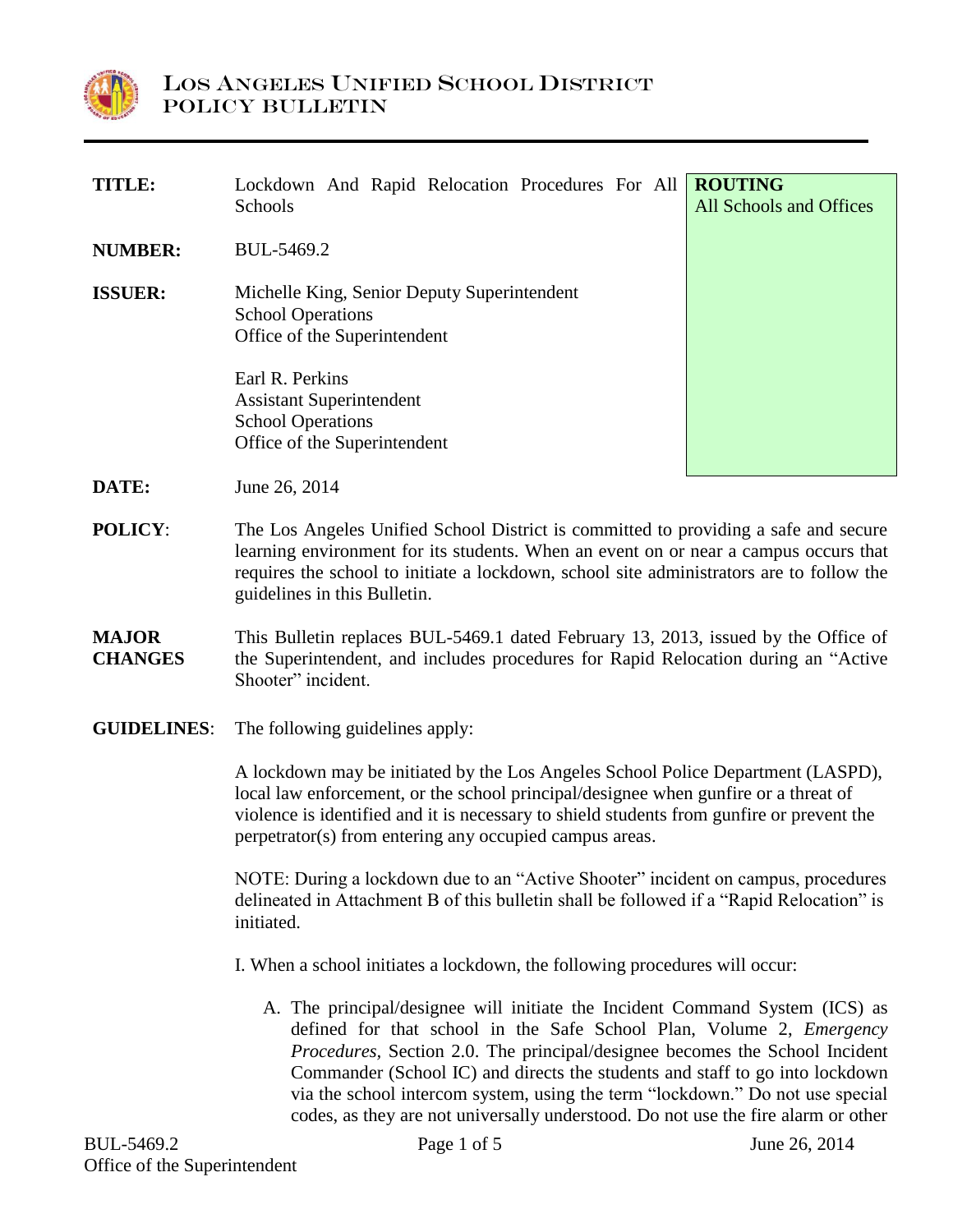# Los Angeles Unified School District
## Policy Bulletin

**TITLE:** Lockdown And Rapid Relocation Procedures For All Schools

**ROUTING**
All Schools and Offices

**NUMBER:** BUL-5469.2

**ISSUER:** Michelle King, Senior Deputy Superintendent
School Operations
Office of the Superintendent

Earl R. Perkins
Assistant Superintendent
School Operations
Office of the Superintendent

**DATE:** June 26, 2014

**POLICY:** The Los Angeles Unified School District is committed to providing a safe and secure learning environment for its students. When an event on or near a campus occurs that requires the school to initiate a lockdown, school site administrators are to follow the guidelines in this Bulletin.

**MAJOR CHANGES** This Bulletin replaces BUL-5469.1 dated February 13, 2013, issued by the Office of the Superintendent, and includes procedures for Rapid Relocation during an "Active Shooter" incident.

**GUIDELINES:** The following guidelines apply:

A lockdown may be initiated by the Los Angeles School Police Department (LASPD), local law enforcement, or the school principal/designee when gunfire or a threat of violence is identified and it is necessary to shield students from gunfire or prevent the perpetrator(s) from entering any occupied campus areas.

NOTE: During a lockdown due to an "Active Shooter" incident on campus, procedures delineated in Attachment B of this bulletin shall be followed if a "Rapid Relocation" is initiated.

I. When a school initiates a lockdown, the following procedures will occur:

A. The principal/designee will initiate the Incident Command System (ICS) as defined for that school in the Safe School Plan, Volume 2, *Emergency Procedures*, Section 2.0. The principal/designee becomes the School Incident Commander (School IC) and directs the students and staff to go into lockdown via the school intercom system, using the term "lockdown." Do not use special codes, as they are not universally understood. Do not use the fire alarm or other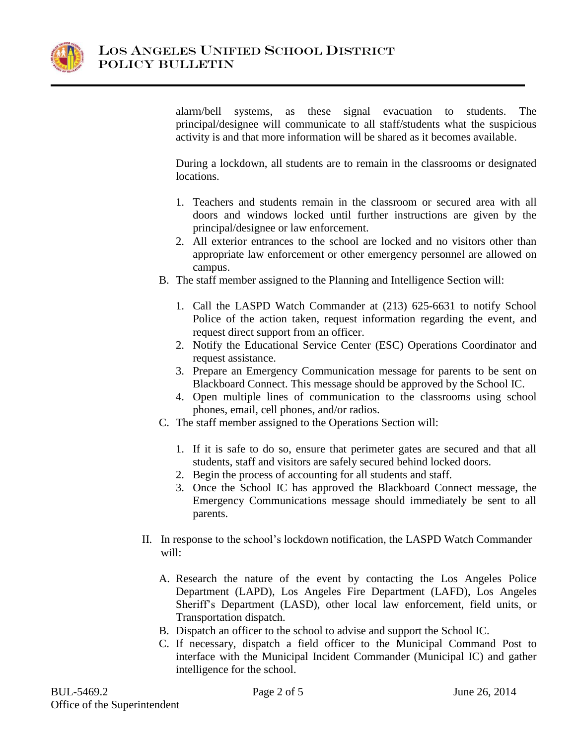alarm/bell systems, as these signal evacuation to students. The principal/designee will communicate to all staff/students what the suspicious activity is and that more information will be shared as it becomes available.

During a lockdown, all students are to remain in the classrooms or designated locations.

1. Teachers and students remain in the classroom or secured area with all doors and windows locked until further instructions are given by the principal/designee or law enforcement.
2. All exterior entrances to the school are locked and no visitors other than appropriate law enforcement or other emergency personnel are allowed on campus.

B. The staff member assigned to the Planning and Intelligence Section will:

1. Call the LASPD Watch Commander at (213) 625-6631 to notify School Police of the action taken, request information regarding the event, and request direct support from an officer.
2. Notify the Educational Service Center (ESC) Operations Coordinator and request assistance.
3. Prepare an Emergency Communication message for parents to be sent on Blackboard Connect. This message should be approved by the School IC.
4. Open multiple lines of communication to the classrooms using school phones, email, cell phones, and/or radios.

C. The staff member assigned to the Operations Section will:

1. If it is safe to do so, ensure that perimeter gates are secured and that all students, staff and visitors are safely secured behind locked doors.
2. Begin the process of accounting for all students and staff.
3. Once the School IC has approved the Blackboard Connect message, the Emergency Communications message should immediately be sent to all parents.

II. In response to the school's lockdown notification, the LASPD Watch Commander will:

A. Research the nature of the event by contacting the Los Angeles Police Department (LAPD), Los Angeles Fire Department (LAFD), Los Angeles Sheriff's Department (LASD), other local law enforcement, field units, or Transportation dispatch.

B. Dispatch an officer to the school to advise and support the School IC.

C. If necessary, dispatch a field officer to the Municipal Command Post to interface with the Municipal Incident Commander (Municipal IC) and gather intelligence for the school.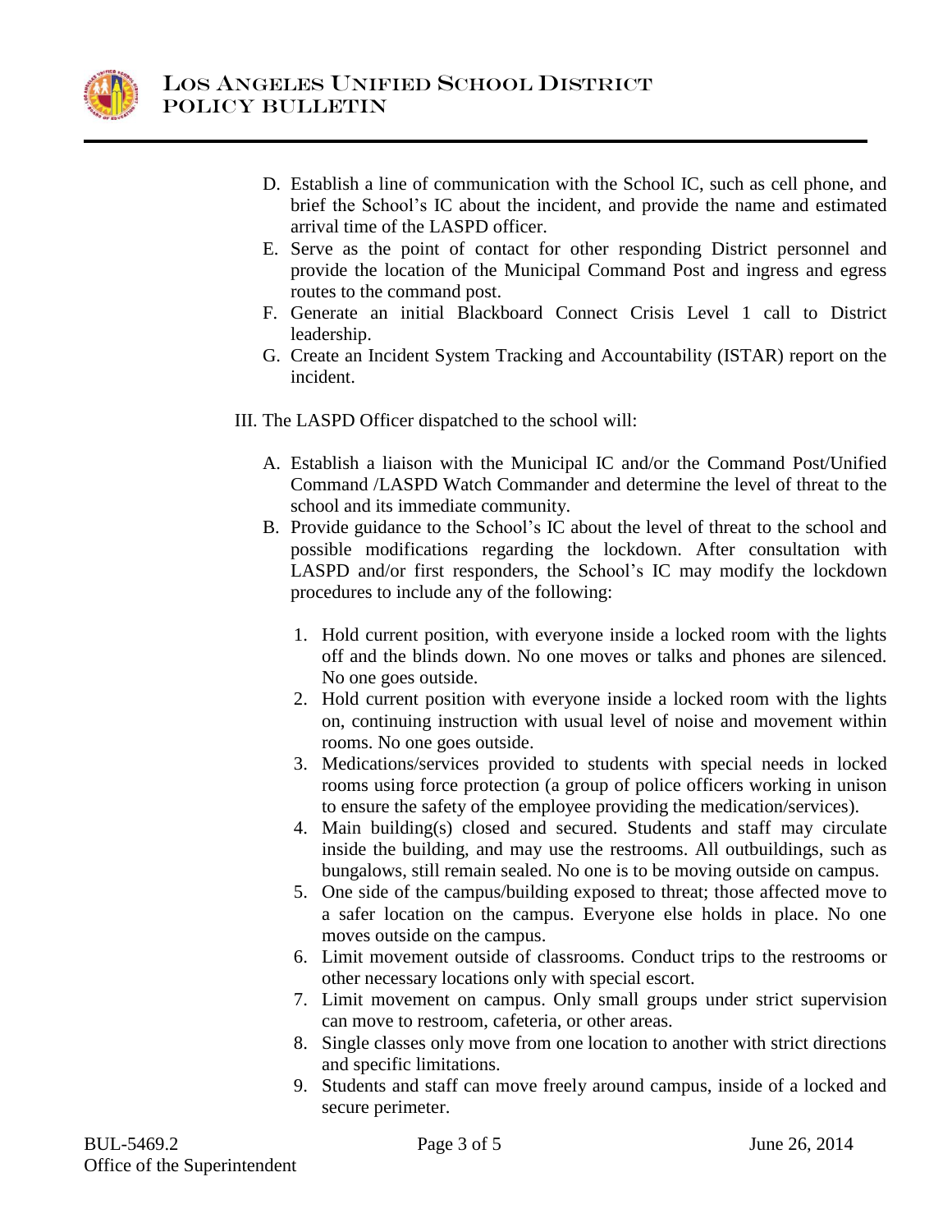D. Establish a line of communication with the School IC, such as cell phone, and brief the School's IC about the incident, and provide the name and estimated arrival time of the LASPD officer.

E. Serve as the point of contact for other responding District personnel and provide the location of the Municipal Command Post and ingress and egress routes to the command post.

F. Generate an initial Blackboard Connect Crisis Level 1 call to District leadership.

G. Create an Incident System Tracking and Accountability (ISTAR) report on the incident.

III. The LASPD Officer dispatched to the school will:

A. Establish a liaison with the Municipal IC and/or the Command Post/Unified Command /LASPD Watch Commander and determine the level of threat to the school and its immediate community.

B. Provide guidance to the School's IC about the level of threat to the school and possible modifications regarding the lockdown. After consultation with LASPD and/or first responders, the School's IC may modify the lockdown procedures to include any of the following:

1. Hold current position, with everyone inside a locked room with the lights off and the blinds down. No one moves or talks and phones are silenced. No one goes outside.
2. Hold current position with everyone inside a locked room with the lights on, continuing instruction with usual level of noise and movement within rooms. No one goes outside.
3. Medications/services provided to students with special needs in locked rooms using force protection (a group of police officers working in unison to ensure the safety of the employee providing the medication/services).
4. Main building(s) closed and secured. Students and staff may circulate inside the building, and may use the restrooms. All outbuildings, such as bungalows, still remain sealed. No one is to be moving outside on campus.
5. One side of the campus/building exposed to threat; those affected move to a safer location on the campus. Everyone else holds in place. No one moves outside on the campus.
6. Limit movement outside of classrooms. Conduct trips to the restrooms or other necessary locations only with special escort.
7. Limit movement on campus. Only small groups under strict supervision can move to restroom, cafeteria, or other areas.
8. Single classes only move from one location to another with strict directions and specific limitations.
9. Students and staff can move freely around campus, inside of a locked and secure perimeter.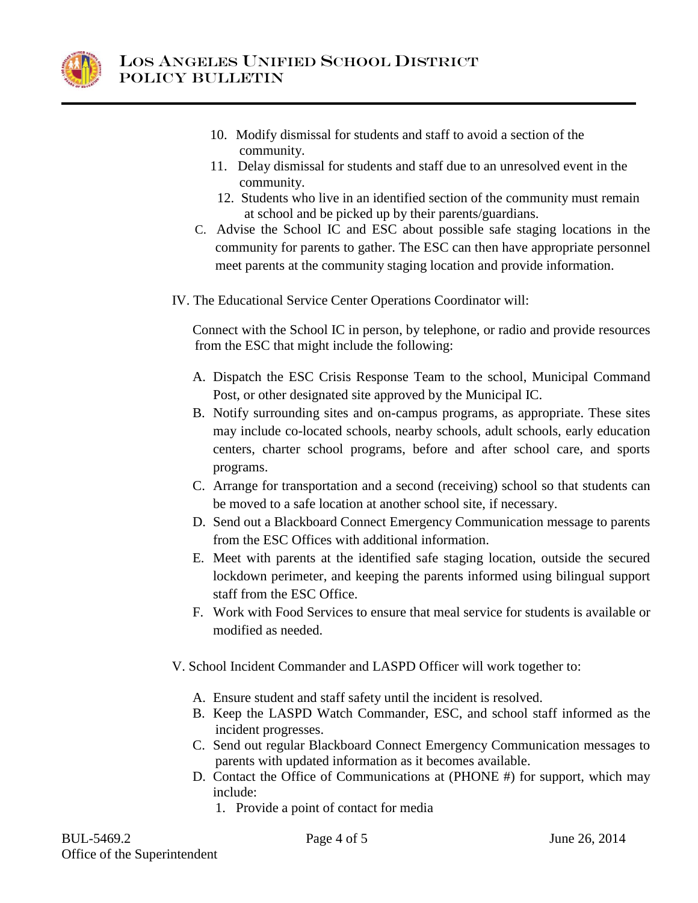10. Modify dismissal for students and staff to avoid a section of the community.
11. Delay dismissal for students and staff due to an unresolved event in the community.
12. Students who live in an identified section of the community must remain at school and be picked up by their parents/guardians.

C. Advise the School IC and ESC about possible safe staging locations in the community for parents to gather. The ESC can then have appropriate personnel meet parents at the community staging location and provide information.

IV. The Educational Service Center Operations Coordinator will:

Connect with the School IC in person, by telephone, or radio and provide resources from the ESC that might include the following:

A. Dispatch the ESC Crisis Response Team to the school, Municipal Command Post, or other designated site approved by the Municipal IC.
B. Notify surrounding sites and on-campus programs, as appropriate. These sites may include co-located schools, nearby schools, adult schools, early education centers, charter school programs, before and after school care, and sports programs.
C. Arrange for transportation and a second (receiving) school so that students can be moved to a safe location at another school site, if necessary.
D. Send out a Blackboard Connect Emergency Communication message to parents from the ESC Offices with additional information.
E. Meet with parents at the identified safe staging location, outside the secured lockdown perimeter, and keeping the parents informed using bilingual support staff from the ESC Office.
F. Work with Food Services to ensure that meal service for students is available or modified as needed.

V. School Incident Commander and LASPD Officer will work together to:

A. Ensure student and staff safety until the incident is resolved.
B. Keep the LASPD Watch Commander, ESC, and school staff informed as the incident progresses.
C. Send out regular Blackboard Connect Emergency Communication messages to parents with updated information as it becomes available.
D. Contact the Office of Communications at (PHONE #) for support, which may include:
   1. Provide a point of contact for media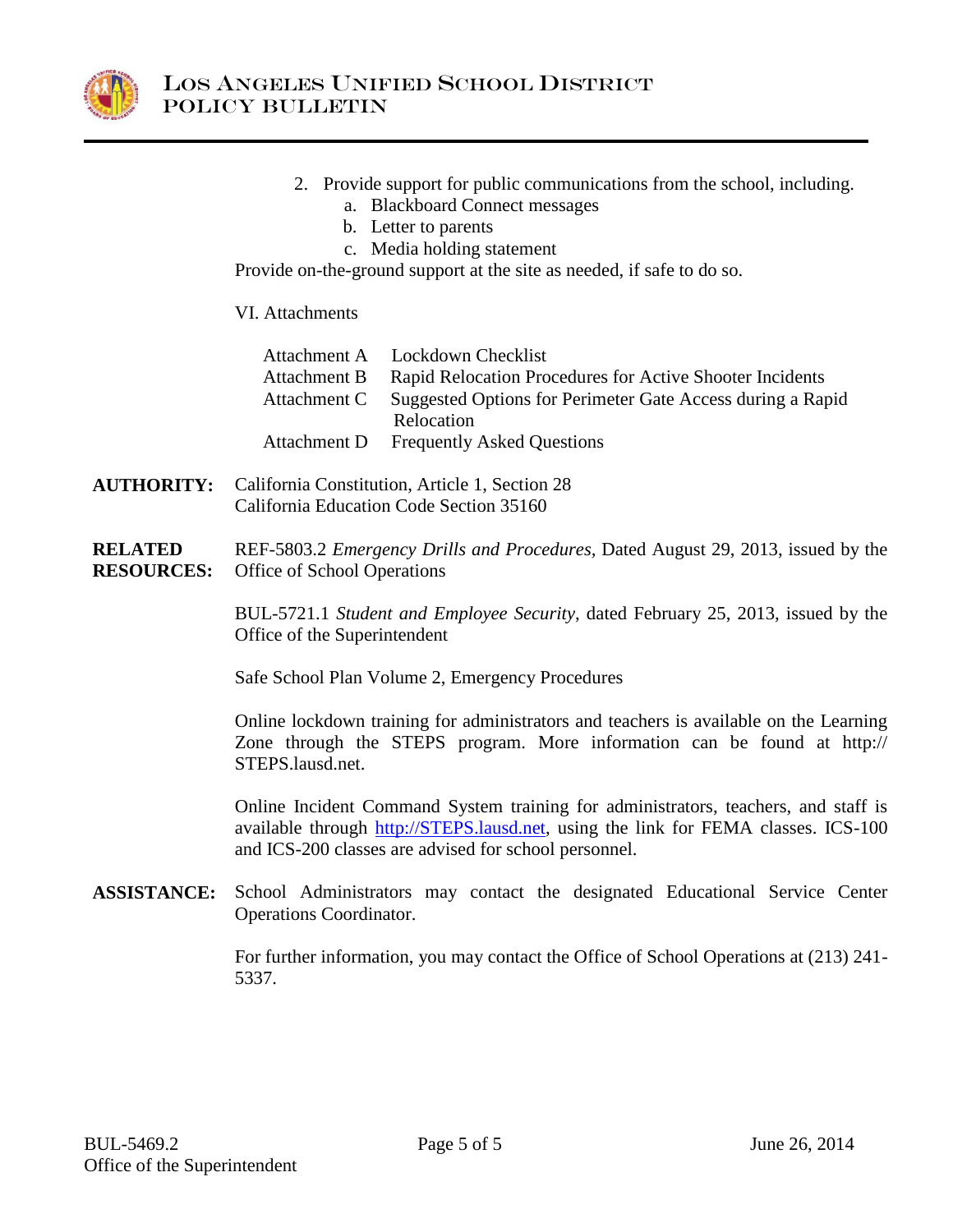2. Provide support for public communications from the school, including.
   a. Blackboard Connect messages
   b. Letter to parents
   c. Media holding statement

Provide on-the-ground support at the site as needed, if safe to do so.

VI. Attachments

| | |
|---|---|
| Attachment A | Lockdown Checklist |
| Attachment B | Rapid Relocation Procedures for Active Shooter Incidents |
| Attachment C | Suggested Options for Perimeter Gate Access during a Rapid Relocation |
| Attachment D | Frequently Asked Questions |

**AUTHORITY:** California Constitution, Article 1, Section 28
California Education Code Section 35160

**RELATED RESOURCES:** REF-5803.2 *Emergency Drills and Procedures,* Dated August 29, 2013, issued by the Office of School Operations

BUL-5721.1 *Student and Employee Security*, dated February 25, 2013, issued by the Office of the Superintendent

Safe School Plan Volume 2, Emergency Procedures

Online lockdown training for administrators and teachers is available on the Learning Zone through the STEPS program. More information can be found at http://STEPS.lausd.net.

Online Incident Command System training for administrators, teachers, and staff is available through [http://STEPS.lausd.net](http://STEPS.lausd.net), using the link for FEMA classes. ICS-100 and ICS-200 classes are advised for school personnel.

**ASSISTANCE:** School Administrators may contact the designated Educational Service Center Operations Coordinator.

For further information, you may contact the Office of School Operations at (213) 241-5337.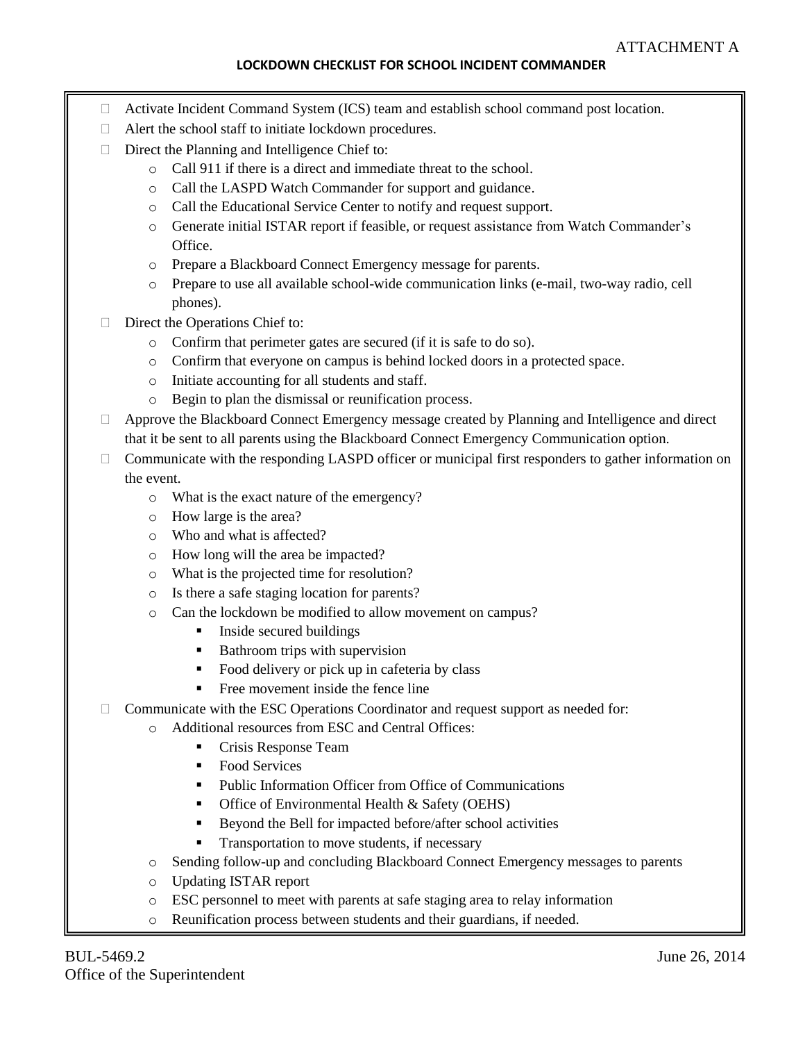ATTACHMENT A

**LOCKDOWN CHECKLIST FOR SCHOOL INCIDENT COMMANDER**

- ☐ Activate Incident Command System (ICS) team and establish school command post location.
- ☐ Alert the school staff to initiate lockdown procedures.
- ☐ Direct the Planning and Intelligence Chief to:
  - Call 911 if there is a direct and immediate threat to the school.
  - Call the LASPD Watch Commander for support and guidance.
  - Call the Educational Service Center to notify and request support.
  - Generate initial ISTAR report if feasible, or request assistance from Watch Commander's Office.
  - Prepare a Blackboard Connect Emergency message for parents.
  - Prepare to use all available school-wide communication links (e-mail, two-way radio, cell phones).
- ☐ Direct the Operations Chief to:
  - Confirm that perimeter gates are secured (if it is safe to do so).
  - Confirm that everyone on campus is behind locked doors in a protected space.
  - Initiate accounting for all students and staff.
  - Begin to plan the dismissal or reunification process.
- ☐ Approve the Blackboard Connect Emergency message created by Planning and Intelligence and direct that it be sent to all parents using the Blackboard Connect Emergency Communication option.
- ☐ Communicate with the responding LASPD officer or municipal first responders to gather information on the event.
  - What is the exact nature of the emergency?
  - How large is the area?
  - Who and what is affected?
  - How long will the area be impacted?
  - What is the projected time for resolution?
  - Is there a safe staging location for parents?
  - Can the lockdown be modified to allow movement on campus?
    - Inside secured buildings
    - Bathroom trips with supervision
    - Food delivery or pick up in cafeteria by class
    - Free movement inside the fence line
- ☐ Communicate with the ESC Operations Coordinator and request support as needed for:
  - Additional resources from ESC and Central Offices:
    - Crisis Response Team
    - Food Services
    - Public Information Officer from Office of Communications
    - Office of Environmental Health & Safety (OEHS)
    - Beyond the Bell for impacted before/after school activities
    - Transportation to move students, if necessary
  - Sending follow-up and concluding Blackboard Connect Emergency messages to parents
  - Updating ISTAR report
  - ESC personnel to meet with parents at safe staging area to relay information
  - Reunification process between students and their guardians, if needed.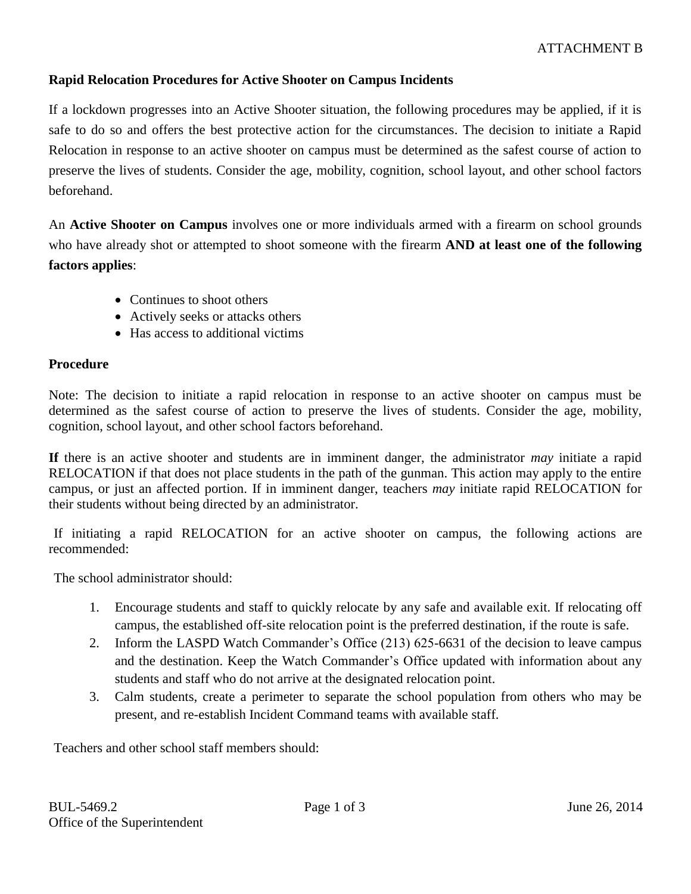ATTACHMENT B

**Rapid Relocation Procedures for Active Shooter on Campus Incidents**

If a lockdown progresses into an Active Shooter situation, the following procedures may be applied, if it is safe to do so and offers the best protective action for the circumstances. The decision to initiate a Rapid Relocation in response to an active shooter on campus must be determined as the safest course of action to preserve the lives of students. Consider the age, mobility, cognition, school layout, and other school factors beforehand.

An **Active Shooter on Campus** involves one or more individuals armed with a firearm on school grounds who have already shot or attempted to shoot someone with the firearm **AND at least one of the following factors applies**:

- Continues to shoot others
- Actively seeks or attacks others
- Has access to additional victims

**Procedure**

Note: The decision to initiate a rapid relocation in response to an active shooter on campus must be determined as the safest course of action to preserve the lives of students. Consider the age, mobility, cognition, school layout, and other school factors beforehand.

**If** there is an active shooter and students are in imminent danger, the administrator *may* initiate a rapid RELOCATION if that does not place students in the path of the gunman. This action may apply to the entire campus, or just an affected portion. If in imminent danger, teachers *may* initiate rapid RELOCATION for their students without being directed by an administrator.

If initiating a rapid RELOCATION for an active shooter on campus, the following actions are recommended:

The school administrator should:

1. Encourage students and staff to quickly relocate by any safe and available exit. If relocating off campus, the established off-site relocation point is the preferred destination, if the route is safe.
2. Inform the LASPD Watch Commander's Office (213) 625-6631 of the decision to leave campus and the destination. Keep the Watch Commander's Office updated with information about any students and staff who do not arrive at the designated relocation point.
3. Calm students, create a perimeter to separate the school population from others who may be present, and re-establish Incident Command teams with available staff.

Teachers and other school staff members should: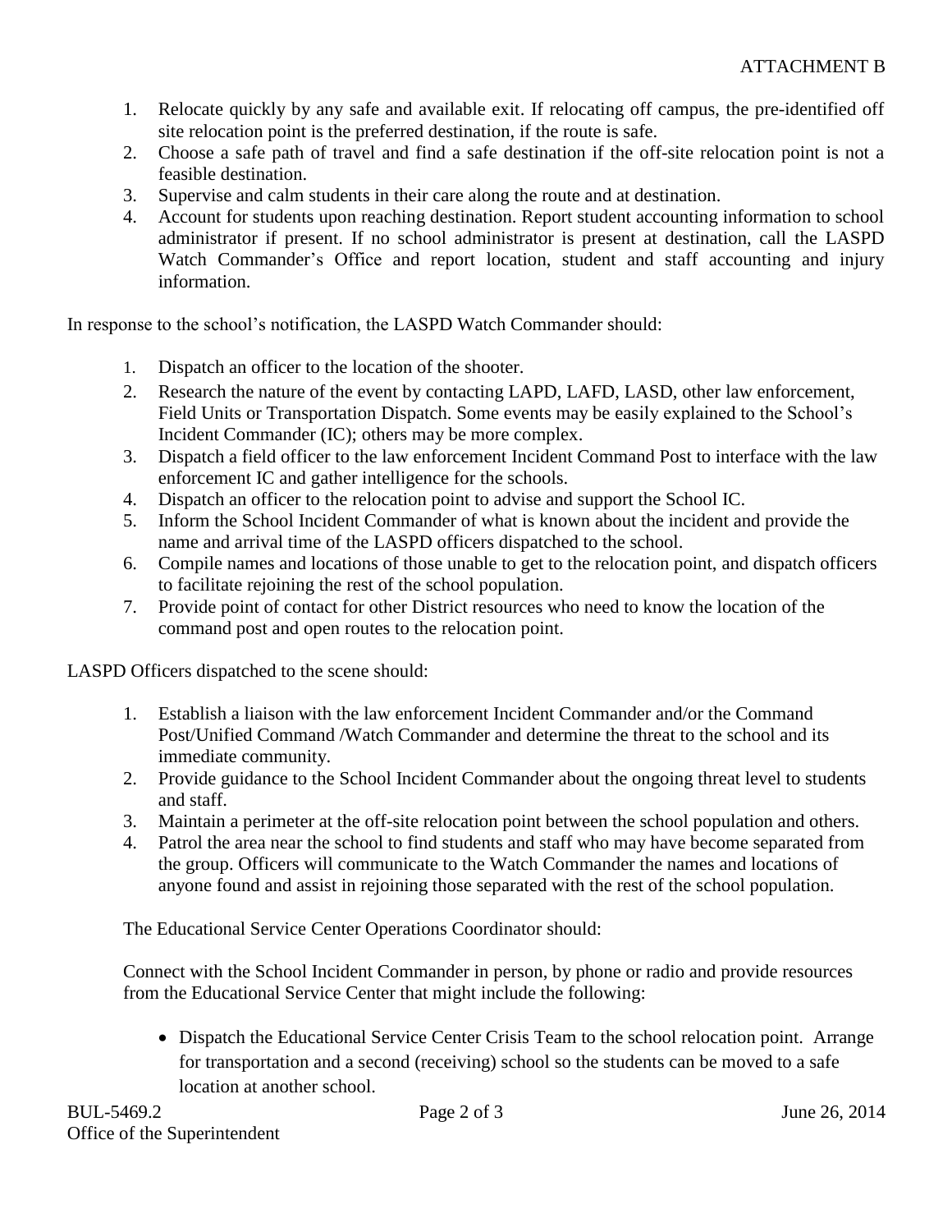ATTACHMENT B

1. Relocate quickly by any safe and available exit. If relocating off campus, the pre-identified off site relocation point is the preferred destination, if the route is safe.
2. Choose a safe path of travel and find a safe destination if the off-site relocation point is not a feasible destination.
3. Supervise and calm students in their care along the route and at destination.
4. Account for students upon reaching destination. Report student accounting information to school administrator if present. If no school administrator is present at destination, call the LASPD Watch Commander's Office and report location, student and staff accounting and injury information.

In response to the school's notification, the LASPD Watch Commander should:

1. Dispatch an officer to the location of the shooter.
2. Research the nature of the event by contacting LAPD, LAFD, LASD, other law enforcement, Field Units or Transportation Dispatch. Some events may be easily explained to the School's Incident Commander (IC); others may be more complex.
3. Dispatch a field officer to the law enforcement Incident Command Post to interface with the law enforcement IC and gather intelligence for the schools.
4. Dispatch an officer to the relocation point to advise and support the School IC.
5. Inform the School Incident Commander of what is known about the incident and provide the name and arrival time of the LASPD officers dispatched to the school.
6. Compile names and locations of those unable to get to the relocation point, and dispatch officers to facilitate rejoining the rest of the school population.
7. Provide point of contact for other District resources who need to know the location of the command post and open routes to the relocation point.

LASPD Officers dispatched to the scene should:

1. Establish a liaison with the law enforcement Incident Commander and/or the Command Post/Unified Command /Watch Commander and determine the threat to the school and its immediate community.
2. Provide guidance to the School Incident Commander about the ongoing threat level to students and staff.
3. Maintain a perimeter at the off-site relocation point between the school population and others.
4. Patrol the area near the school to find students and staff who may have become separated from the group. Officers will communicate to the Watch Commander the names and locations of anyone found and assist in rejoining those separated with the rest of the school population.

The Educational Service Center Operations Coordinator should:

Connect with the School Incident Commander in person, by phone or radio and provide resources from the Educational Service Center that might include the following:

- Dispatch the Educational Service Center Crisis Team to the school relocation point. Arrange for transportation and a second (receiving) school so the students can be moved to a safe location at another school.

BUL-5469.2 June 26, 2014
Office of the Superintendent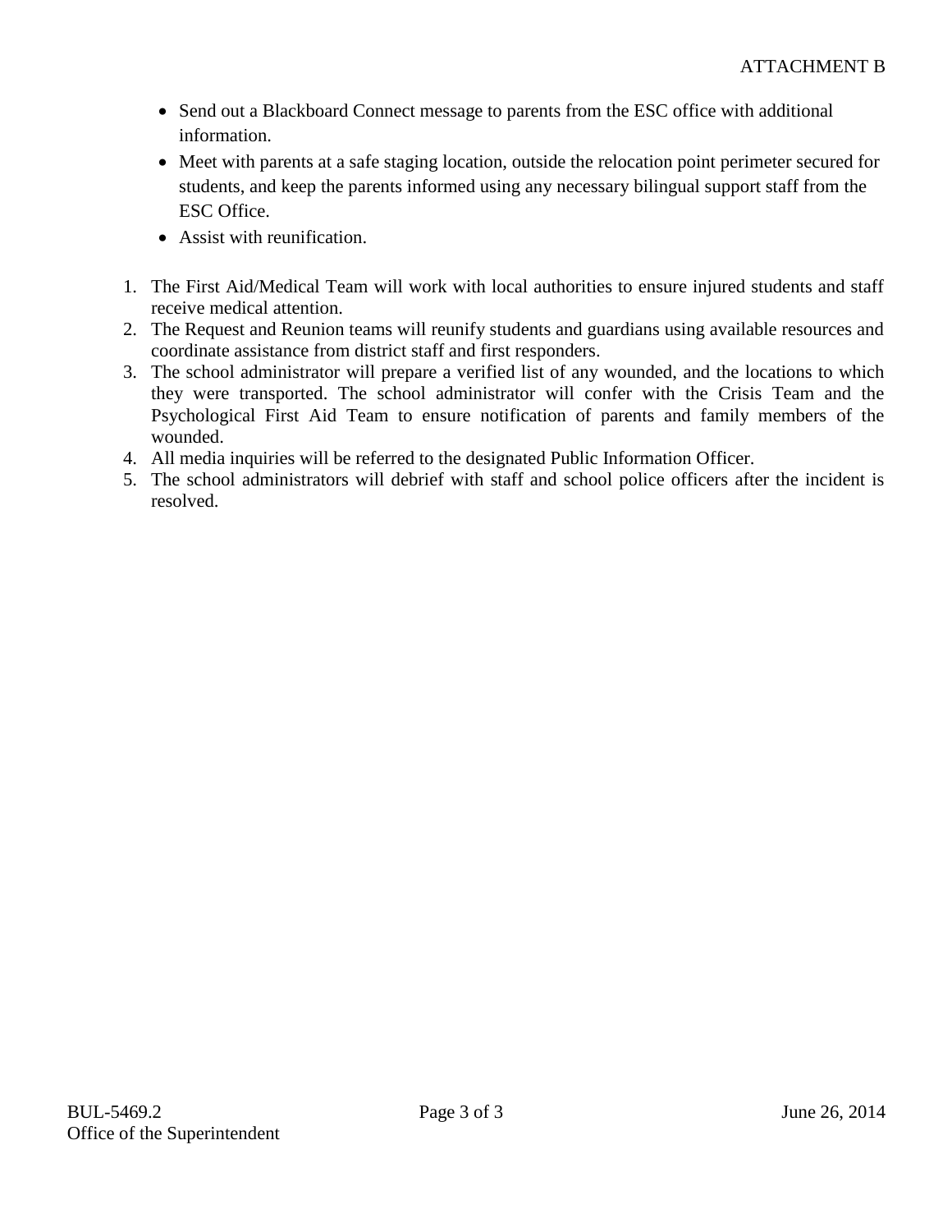- Send out a Blackboard Connect message to parents from the ESC office with additional information.
- Meet with parents at a safe staging location, outside the relocation point perimeter secured for students, and keep the parents informed using any necessary bilingual support staff from the ESC Office.
- Assist with reunification.

1. The First Aid/Medical Team will work with local authorities to ensure injured students and staff receive medical attention.
2. The Request and Reunion teams will reunify students and guardians using available resources and coordinate assistance from district staff and first responders.
3. The school administrator will prepare a verified list of any wounded, and the locations to which they were transported. The school administrator will confer with the Crisis Team and the Psychological First Aid Team to ensure notification of parents and family members of the wounded.
4. All media inquiries will be referred to the designated Public Information Officer.
5. The school administrators will debrief with staff and school police officers after the incident is resolved.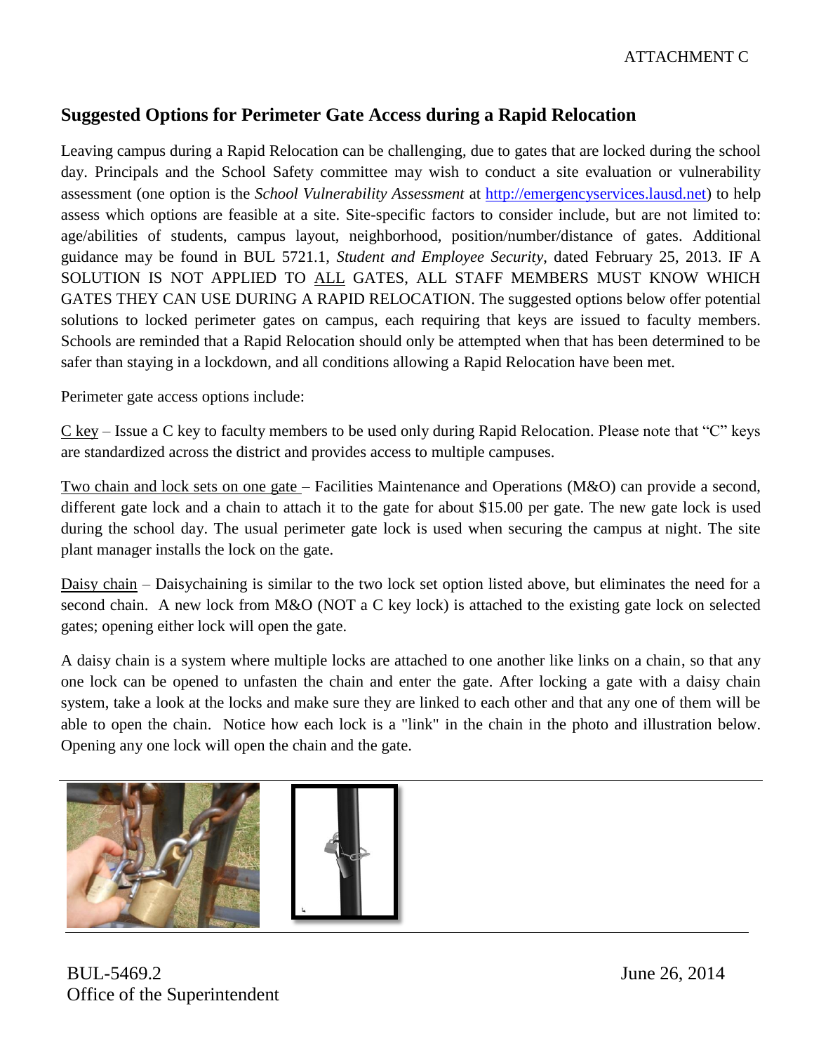ATTACHMENT C

## Suggested Options for Perimeter Gate Access during a Rapid Relocation

Leaving campus during a Rapid Relocation can be challenging, due to gates that are locked during the school day. Principals and the School Safety committee may wish to conduct a site evaluation or vulnerability assessment (one option is the *School Vulnerability Assessment* at http://emergencyservices.lausd.net) to help assess which options are feasible at a site. Site-specific factors to consider include, but are not limited to: age/abilities of students, campus layout, neighborhood, position/number/distance of gates. Additional guidance may be found in BUL 5721.1, *Student and Employee Security*, dated February 25, 2013. IF A SOLUTION IS NOT APPLIED TO ALL GATES, ALL STAFF MEMBERS MUST KNOW WHICH GATES THEY CAN USE DURING A RAPID RELOCATION. The suggested options below offer potential solutions to locked perimeter gates on campus, each requiring that keys are issued to faculty members. Schools are reminded that a Rapid Relocation should only be attempted when that has been determined to be safer than staying in a lockdown, and all conditions allowing a Rapid Relocation have been met.

Perimeter gate access options include:

C key – Issue a C key to faculty members to be used only during Rapid Relocation. Please note that "C" keys are standardized across the district and provides access to multiple campuses.

Two chain and lock sets on one gate – Facilities Maintenance and Operations (M&O) can provide a second, different gate lock and a chain to attach it to the gate for about $15.00 per gate. The new gate lock is used during the school day. The usual perimeter gate lock is used when securing the campus at night. The site plant manager installs the lock on the gate.

Daisy chain – Daisychaining is similar to the two lock set option listed above, but eliminates the need for a second chain. A new lock from M&O (NOT a C key lock) is attached to the existing gate lock on selected gates; opening either lock will open the gate.

A daisy chain is a system where multiple locks are attached to one another like links on a chain, so that any one lock can be opened to unfasten the chain and enter the gate. After locking a gate with a daisy chain system, take a look at the locks and make sure they are linked to each other and that any one of them will be able to open the chain. Notice how each lock is a "link" in the chain in the photo and illustration below. Opening any one lock will open the chain and the gate.

BUL-5469.2
Office of the Superintendent

June 26, 2014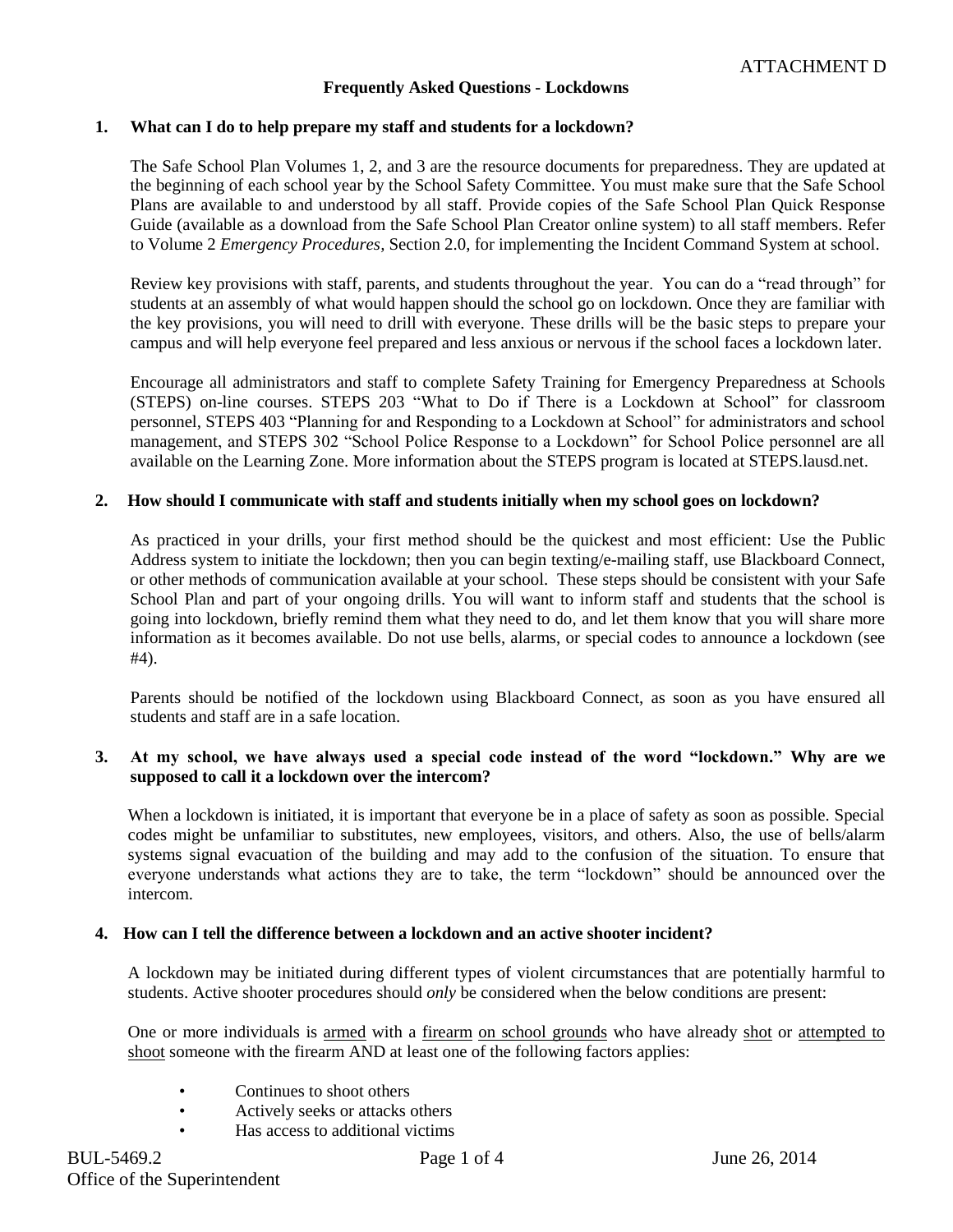ATTACHMENT D

## Frequently Asked Questions - Lockdowns

**1. What can I do to help prepare my staff and students for a lockdown?**

The Safe School Plan Volumes 1, 2, and 3 are the resource documents for preparedness. They are updated at the beginning of each school year by the School Safety Committee. You must make sure that the Safe School Plans are available to and understood by all staff. Provide copies of the Safe School Plan Quick Response Guide (available as a download from the Safe School Plan Creator online system) to all staff members. Refer to Volume 2 *Emergency Procedures*, Section 2.0, for implementing the Incident Command System at school.

Review key provisions with staff, parents, and students throughout the year. You can do a "read through" for students at an assembly of what would happen should the school go on lockdown. Once they are familiar with the key provisions, you will need to drill with everyone. These drills will be the basic steps to prepare your campus and will help everyone feel prepared and less anxious or nervous if the school faces a lockdown later.

Encourage all administrators and staff to complete Safety Training for Emergency Preparedness at Schools (STEPS) on-line courses. STEPS 203 "What to Do if There is a Lockdown at School" for classroom personnel, STEPS 403 "Planning for and Responding to a Lockdown at School" for administrators and school management, and STEPS 302 "School Police Response to a Lockdown" for School Police personnel are all available on the Learning Zone. More information about the STEPS program is located at STEPS.lausd.net.

**2. How should I communicate with staff and students initially when my school goes on lockdown?**

As practiced in your drills, your first method should be the quickest and most efficient: Use the Public Address system to initiate the lockdown; then you can begin texting/e-mailing staff, use Blackboard Connect, or other methods of communication available at your school. These steps should be consistent with your Safe School Plan and part of your ongoing drills. You will want to inform staff and students that the school is going into lockdown, briefly remind them what they need to do, and let them know that you will share more information as it becomes available. Do not use bells, alarms, or special codes to announce a lockdown (see #4).

Parents should be notified of the lockdown using Blackboard Connect, as soon as you have ensured all students and staff are in a safe location.

**3. At my school, we have always used a special code instead of the word "lockdown." Why are we supposed to call it a lockdown over the intercom?**

When a lockdown is initiated, it is important that everyone be in a place of safety as soon as possible. Special codes might be unfamiliar to substitutes, new employees, visitors, and others. Also, the use of bells/alarm systems signal evacuation of the building and may add to the confusion of the situation. To ensure that everyone understands what actions they are to take, the term "lockdown" should be announced over the intercom.

**4. How can I tell the difference between a lockdown and an active shooter incident?**

A lockdown may be initiated during different types of violent circumstances that are potentially harmful to students. Active shooter procedures should *only* be considered when the below conditions are present:

One or more individuals is armed with a firearm on school grounds who have already shot or attempted to shoot someone with the firearm AND at least one of the following factors applies:

- Continues to shoot others
- Actively seeks or attacks others
- Has access to additional victims

BUL-5469.2 June 26, 2014
Office of the Superintendent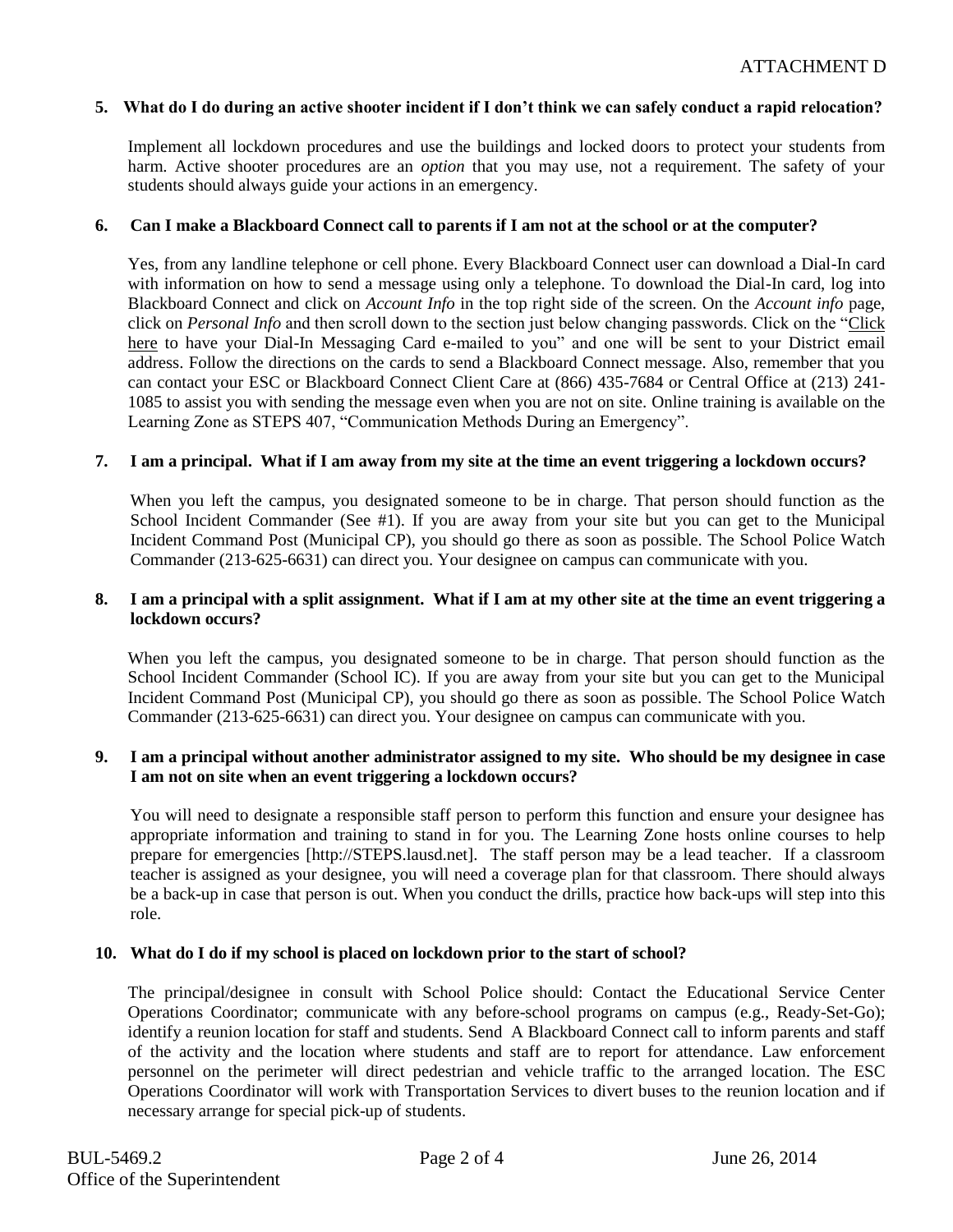ATTACHMENT D

**5. What do I do during an active shooter incident if I don't think we can safely conduct a rapid relocation?**

Implement all lockdown procedures and use the buildings and locked doors to protect your students from harm. Active shooter procedures are an *option* that you may use, not a requirement. The safety of your students should always guide your actions in an emergency.

**6. Can I make a Blackboard Connect call to parents if I am not at the school or at the computer?**

Yes, from any landline telephone or cell phone. Every Blackboard Connect user can download a Dial-In card with information on how to send a message using only a telephone. To download the Dial-In card, log into Blackboard Connect and click on *Account Info* in the top right side of the screen. On the *Account info* page, click on *Personal Info* and then scroll down to the section just below changing passwords. Click on the "Click here to have your Dial-In Messaging Card e-mailed to you" and one will be sent to your District email address. Follow the directions on the cards to send a Blackboard Connect message. Also, remember that you can contact your ESC or Blackboard Connect Client Care at (866) 435-7684 or Central Office at (213) 241-1085 to assist you with sending the message even when you are not on site. Online training is available on the Learning Zone as STEPS 407, "Communication Methods During an Emergency".

**7. I am a principal. What if I am away from my site at the time an event triggering a lockdown occurs?**

When you left the campus, you designated someone to be in charge. That person should function as the School Incident Commander (See #1). If you are away from your site but you can get to the Municipal Incident Command Post (Municipal CP), you should go there as soon as possible. The School Police Watch Commander (213-625-6631) can direct you. Your designee on campus can communicate with you.

**8. I am a principal with a split assignment. What if I am at my other site at the time an event triggering a lockdown occurs?**

When you left the campus, you designated someone to be in charge. That person should function as the School Incident Commander (School IC). If you are away from your site but you can get to the Municipal Incident Command Post (Municipal CP), you should go there as soon as possible. The School Police Watch Commander (213-625-6631) can direct you. Your designee on campus can communicate with you.

**9. I am a principal without another administrator assigned to my site. Who should be my designee in case I am not on site when an event triggering a lockdown occurs?**

You will need to designate a responsible staff person to perform this function and ensure your designee has appropriate information and training to stand in for you. The Learning Zone hosts online courses to help prepare for emergencies [http://STEPS.lausd.net]. The staff person may be a lead teacher. If a classroom teacher is assigned as your designee, you will need a coverage plan for that classroom. There should always be a back-up in case that person is out. When you conduct the drills, practice how back-ups will step into this role.

**10. What do I do if my school is placed on lockdown prior to the start of school?**

The principal/designee in consult with School Police should: Contact the Educational Service Center Operations Coordinator; communicate with any before-school programs on campus (e.g., Ready-Set-Go); identify a reunion location for staff and students. Send A Blackboard Connect call to inform parents and staff of the activity and the location where students and staff are to report for attendance. Law enforcement personnel on the perimeter will direct pedestrian and vehicle traffic to the arranged location. The ESC Operations Coordinator will work with Transportation Services to divert buses to the reunion location and if necessary arrange for special pick-up of students.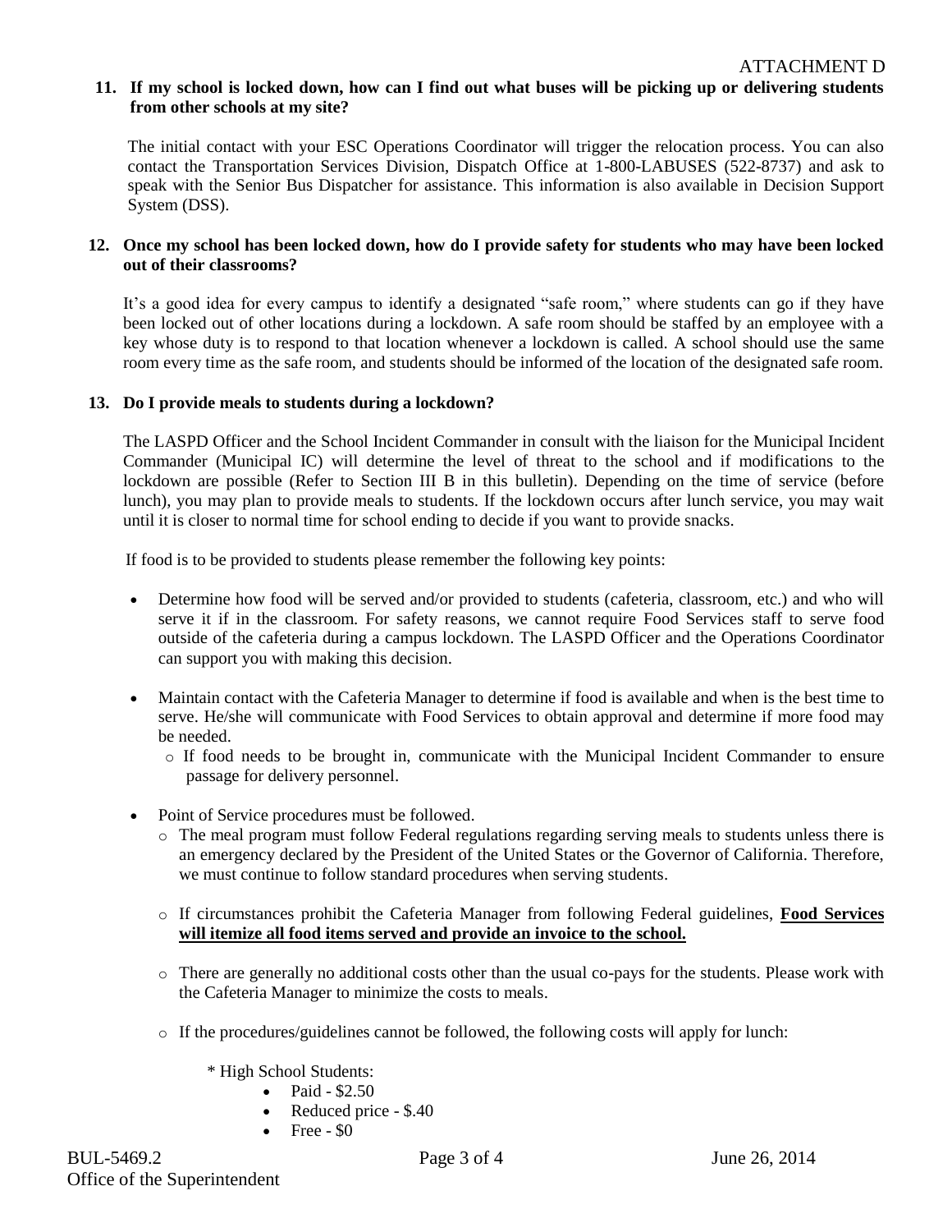ATTACHMENT D

**11. If my school is locked down, how can I find out what buses will be picking up or delivering students from other schools at my site?**

The initial contact with your ESC Operations Coordinator will trigger the relocation process. You can also contact the Transportation Services Division, Dispatch Office at 1-800-LABUSES (522-8737) and ask to speak with the Senior Bus Dispatcher for assistance. This information is also available in Decision Support System (DSS).

**12. Once my school has been locked down, how do I provide safety for students who may have been locked out of their classrooms?**

It's a good idea for every campus to identify a designated "safe room," where students can go if they have been locked out of other locations during a lockdown. A safe room should be staffed by an employee with a key whose duty is to respond to that location whenever a lockdown is called. A school should use the same room every time as the safe room, and students should be informed of the location of the designated safe room.

**13. Do I provide meals to students during a lockdown?**

The LASPD Officer and the School Incident Commander in consult with the liaison for the Municipal Incident Commander (Municipal IC) will determine the level of threat to the school and if modifications to the lockdown are possible (Refer to Section III B in this bulletin). Depending on the time of service (before lunch), you may plan to provide meals to students. If the lockdown occurs after lunch service, you may wait until it is closer to normal time for school ending to decide if you want to provide snacks.

If food is to be provided to students please remember the following key points:

- Determine how food will be served and/or provided to students (cafeteria, classroom, etc.) and who will serve it if in the classroom. For safety reasons, we cannot require Food Services staff to serve food outside of the cafeteria during a campus lockdown. The LASPD Officer and the Operations Coordinator can support you with making this decision.
- Maintain contact with the Cafeteria Manager to determine if food is available and when is the best time to serve. He/she will communicate with Food Services to obtain approval and determine if more food may be needed.
  - If food needs to be brought in, communicate with the Municipal Incident Commander to ensure passage for delivery personnel.
- Point of Service procedures must be followed.
  - The meal program must follow Federal regulations regarding serving meals to students unless there is an emergency declared by the President of the United States or the Governor of California. Therefore, we must continue to follow standard procedures when serving students.
  - If circumstances prohibit the Cafeteria Manager from following Federal guidelines, **<u>Food Services will itemize all food items served and provide an invoice to the school.</u>**
  - There are generally no additional costs other than the usual co-pays for the students. Please work with the Cafeteria Manager to minimize the costs to meals.
  - If the procedures/guidelines cannot be followed, the following costs will apply for lunch:

    * High School Students:
      - Paid - $2.50
      - Reduced price - $.40
      - Free - $0

BUL-5469.2 June 26, 2014
Office of the Superintendent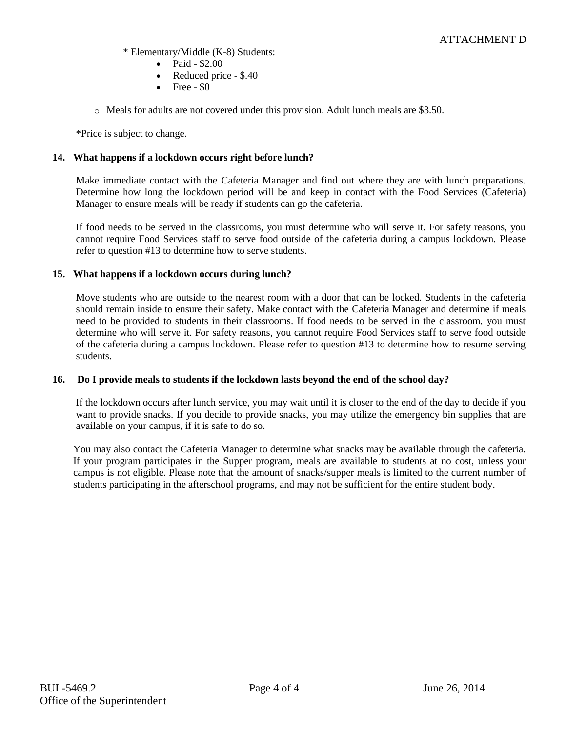ATTACHMENT D

* Elementary/Middle (K-8) Students:

- Paid - $2.00
- Reduced price - $.40
- Free - $0

- Meals for adults are not covered under this provision. Adult lunch meals are $3.50.

*Price is subject to change.

**14. What happens if a lockdown occurs right before lunch?**

Make immediate contact with the Cafeteria Manager and find out where they are with lunch preparations. Determine how long the lockdown period will be and keep in contact with the Food Services (Cafeteria) Manager to ensure meals will be ready if students can go the cafeteria.

If food needs to be served in the classrooms, you must determine who will serve it. For safety reasons, you cannot require Food Services staff to serve food outside of the cafeteria during a campus lockdown. Please refer to question #13 to determine how to serve students.

**15. What happens if a lockdown occurs during lunch?**

Move students who are outside to the nearest room with a door that can be locked. Students in the cafeteria should remain inside to ensure their safety. Make contact with the Cafeteria Manager and determine if meals need to be provided to students in their classrooms. If food needs to be served in the classroom, you must determine who will serve it. For safety reasons, you cannot require Food Services staff to serve food outside of the cafeteria during a campus lockdown. Please refer to question #13 to determine how to resume serving students.

**16. Do I provide meals to students if the lockdown lasts beyond the end of the school day?**

If the lockdown occurs after lunch service, you may wait until it is closer to the end of the day to decide if you want to provide snacks. If you decide to provide snacks, you may utilize the emergency bin supplies that are available on your campus, if it is safe to do so.

You may also contact the Cafeteria Manager to determine what snacks may be available through the cafeteria. If your program participates in the Supper program, meals are available to students at no cost, unless your campus is not eligible. Please note that the amount of snacks/supper meals is limited to the current number of students participating in the afterschool programs, and may not be sufficient for the entire student body.